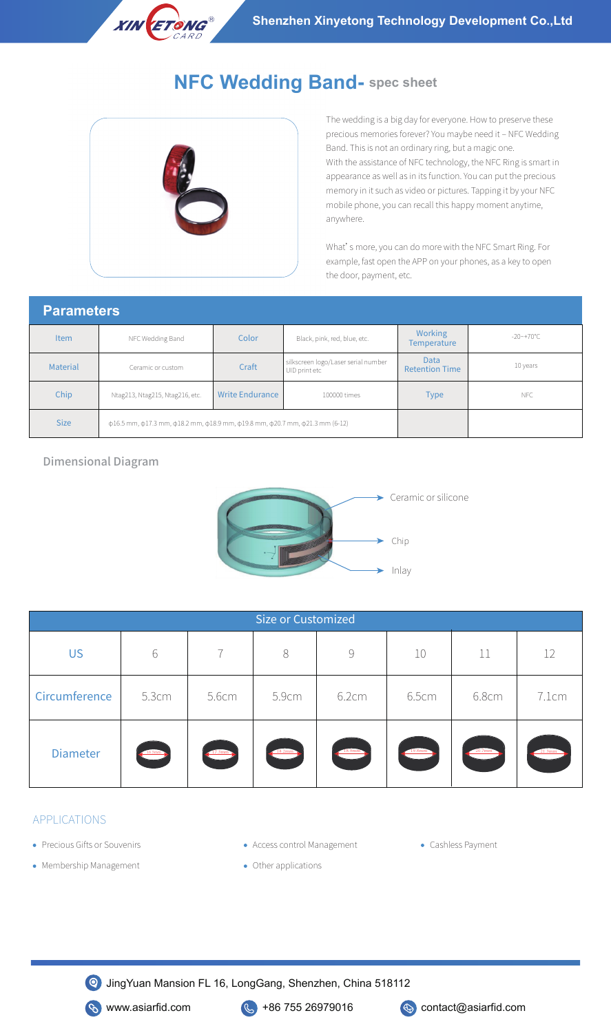# NFC Wedding Band- spec sheet

The wedding is a big day for everyone. How to preserve these precious memories forever? You maybe need it – NFC Wedding Band. This is not an ordinary ring, but a magic one.
With the assistance of NFC technology, the NFC Ring is smart in appearance as well as in its function. You can put the precious memory in it such as video or pictures. Tapping it by your NFC mobile phone, you can recall this happy moment anytime, anywhere.

What's more, you can do more with the NFC Smart Ring. For example, fast open the APP on your phones, as a key to open the door, payment, etc.

## Parameters

| Item | NFC Wedding Band | Color | Black, pink, red, blue, etc. | Working Temperature | -20~+70°C |
|---|---|---|---|---|---|
| Material | Ceramic or custom | Craft | silkscreen logo/Laser serial number UID print etc | Data Retention Time | 10 years |
| Chip | Ntag213, Ntag215, Ntag216, etc. | Write Endurance | 100000 times | Type | NFC |
| Size | ф16.5 mm, ф17.3 mm, ф18.2 mm, ф18.9 mm, ф19.8 mm, ф20.7 mm, ф21.3 mm (6-12) | | | | |

## Dimensional Diagram

- Ceramic or silicone
- Chip
- Inlay

| Size or Customized | | | | | | | |
|---|---|---|---|---|---|---|---|
| US | 6 | 7 | 8 | 9 | 10 | 11 | 12 |
| Circumference | 5.3cm | 5.6cm | 5.9cm | 6.2cm | 6.5cm | 6.8cm | 7.1cm |
| Diameter | 16.5mm | 17.3mm | 18.2mm | 18.9mm | 19.8mm | 20.7mm | 21.3mm |

## APPLICATIONS

- Precious Gifts or Souvenirs
- Access control Management
- Cashless Payment
- Membership Management
- Other applications

JingYuan Mansion FL 16, LongGang, Shenzhen, China 518112

www.asiarfid.com | +86 755 26979016 | contact@asiarfid.com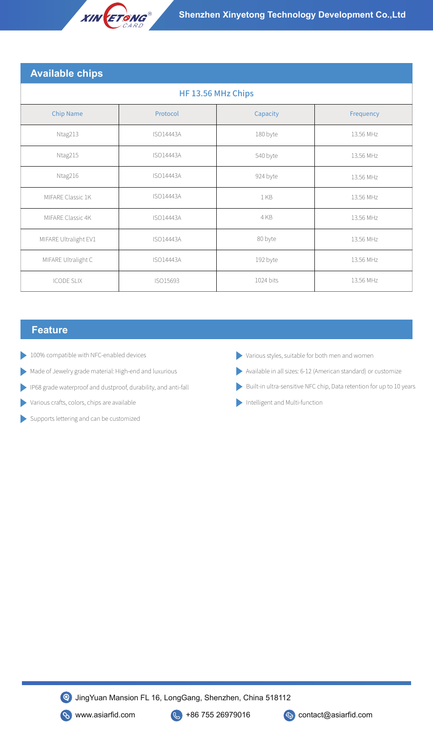## Available chips

### HF 13.56 MHz Chips

| Chip Name | Protocol | Capacity | Frequency |
|---|---|---|---|
| Ntag213 | ISO14443A | 180 byte | 13.56 MHz |
| Ntag215 | ISO14443A | 540 byte | 13.56 MHz |
| Ntag216 | ISO14443A | 924 byte | 13.56 MHz |
| MIFARE Classic 1K | ISO14443A | 1 KB | 13.56 MHz |
| MIFARE Classic 4K | ISO14443A | 4 KB | 13.56 MHz |
| MIFARE Ultralight EV1 | ISO14443A | 80 byte | 13.56 MHz |
| MIFARE Ultralight C | ISO14443A | 192 byte | 13.56 MHz |
| ICODE SLIX | ISO15693 | 1024 bits | 13.56 MHz |

## Feature

- 100% compatible with NFC-enabled devices
- Made of Jewelry grade material: High-end and luxurious
- IP68 grade waterproof and dustproof, durability, and anti-fall
- Various crafts, colors, chips are available
- Supports lettering and can be customized
- Various styles, suitable for both men and women
- Available in all sizes: 6-12 (American standard) or customize
- Built-in ultra-sensitive NFC chip, Data retention for up to 10 years
- Intelligent and Multi-function

JingYuan Mansion FL 16, LongGang, Shenzhen, China 518112

www.asiarfid.com

+86 755 26979016

contact@asiarfid.com